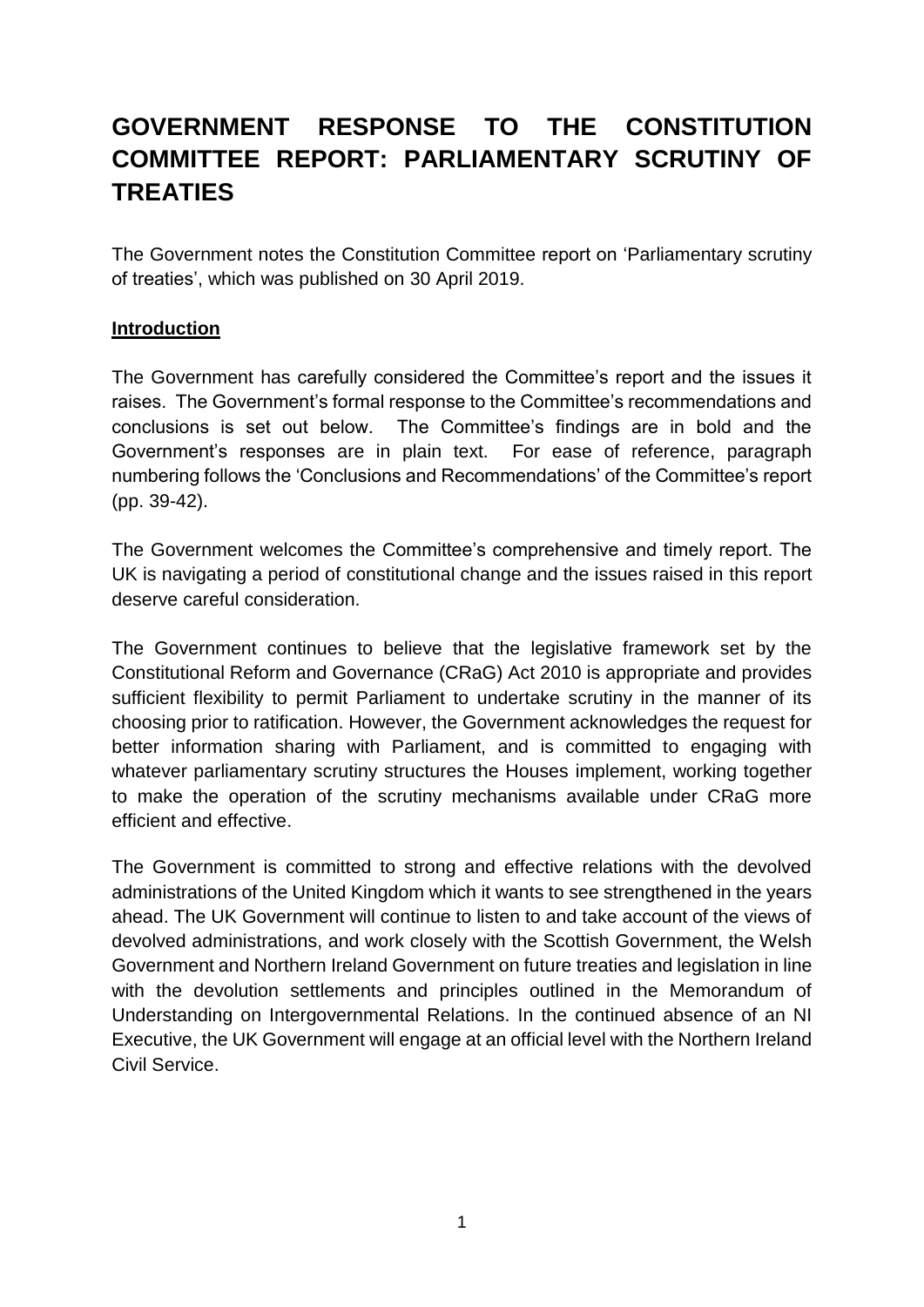# GOVERNMENT RESPONSE TO THE CONSTITUTION COMMITTEE REPORT: PARLIAMENTARY SCRUTINY OF TREATIES

The Government notes the Constitution Committee report on 'Parliamentary scrutiny of treaties', which was published on 30 April 2019.

**Introduction**

The Government has carefully considered the Committee's report and the issues it raises. The Government's formal response to the Committee's recommendations and conclusions is set out below. The Committee's findings are in bold and the Government's responses are in plain text. For ease of reference, paragraph numbering follows the 'Conclusions and Recommendations' of the Committee's report (pp. 39-42).

The Government welcomes the Committee's comprehensive and timely report. The UK is navigating a period of constitutional change and the issues raised in this report deserve careful consideration.

The Government continues to believe that the legislative framework set by the Constitutional Reform and Governance (CRaG) Act 2010 is appropriate and provides sufficient flexibility to permit Parliament to undertake scrutiny in the manner of its choosing prior to ratification. However, the Government acknowledges the request for better information sharing with Parliament, and is committed to engaging with whatever parliamentary scrutiny structures the Houses implement, working together to make the operation of the scrutiny mechanisms available under CRaG more efficient and effective.

The Government is committed to strong and effective relations with the devolved administrations of the United Kingdom which it wants to see strengthened in the years ahead. The UK Government will continue to listen to and take account of the views of devolved administrations, and work closely with the Scottish Government, the Welsh Government and Northern Ireland Government on future treaties and legislation in line with the devolution settlements and principles outlined in the Memorandum of Understanding on Intergovernmental Relations. In the continued absence of an NI Executive, the UK Government will engage at an official level with the Northern Ireland Civil Service.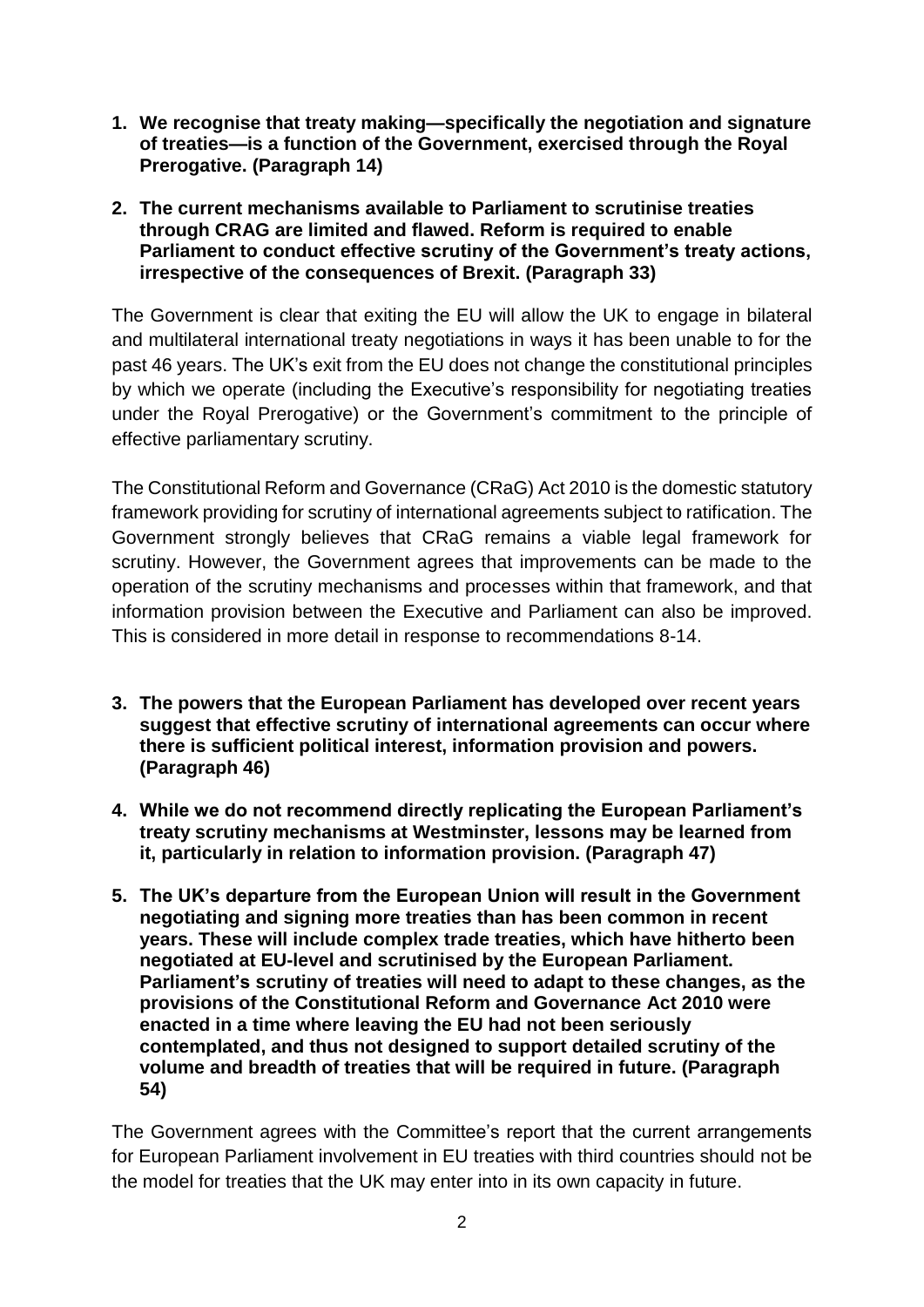1. **We recognise that treaty making—specifically the negotiation and signature of treaties—is a function of the Government, exercised through the Royal Prerogative. (Paragraph 14)**

2. **The current mechanisms available to Parliament to scrutinise treaties through CRAG are limited and flawed. Reform is required to enable Parliament to conduct effective scrutiny of the Government's treaty actions, irrespective of the consequences of Brexit. (Paragraph 33)**

The Government is clear that exiting the EU will allow the UK to engage in bilateral and multilateral international treaty negotiations in ways it has been unable to for the past 46 years. The UK's exit from the EU does not change the constitutional principles by which we operate (including the Executive's responsibility for negotiating treaties under the Royal Prerogative) or the Government's commitment to the principle of effective parliamentary scrutiny.

The Constitutional Reform and Governance (CRaG) Act 2010 is the domestic statutory framework providing for scrutiny of international agreements subject to ratification. The Government strongly believes that CRaG remains a viable legal framework for scrutiny. However, the Government agrees that improvements can be made to the operation of the scrutiny mechanisms and processes within that framework, and that information provision between the Executive and Parliament can also be improved. This is considered in more detail in response to recommendations 8-14.

3. **The powers that the European Parliament has developed over recent years suggest that effective scrutiny of international agreements can occur where there is sufficient political interest, information provision and powers. (Paragraph 46)**

4. **While we do not recommend directly replicating the European Parliament's treaty scrutiny mechanisms at Westminster, lessons may be learned from it, particularly in relation to information provision. (Paragraph 47)**

5. **The UK's departure from the European Union will result in the Government negotiating and signing more treaties than has been common in recent years. These will include complex trade treaties, which have hitherto been negotiated at EU-level and scrutinised by the European Parliament. Parliament's scrutiny of treaties will need to adapt to these changes, as the provisions of the Constitutional Reform and Governance Act 2010 were enacted in a time where leaving the EU had not been seriously contemplated, and thus not designed to support detailed scrutiny of the volume and breadth of treaties that will be required in future. (Paragraph 54)**

The Government agrees with the Committee's report that the current arrangements for European Parliament involvement in EU treaties with third countries should not be the model for treaties that the UK may enter into in its own capacity in future.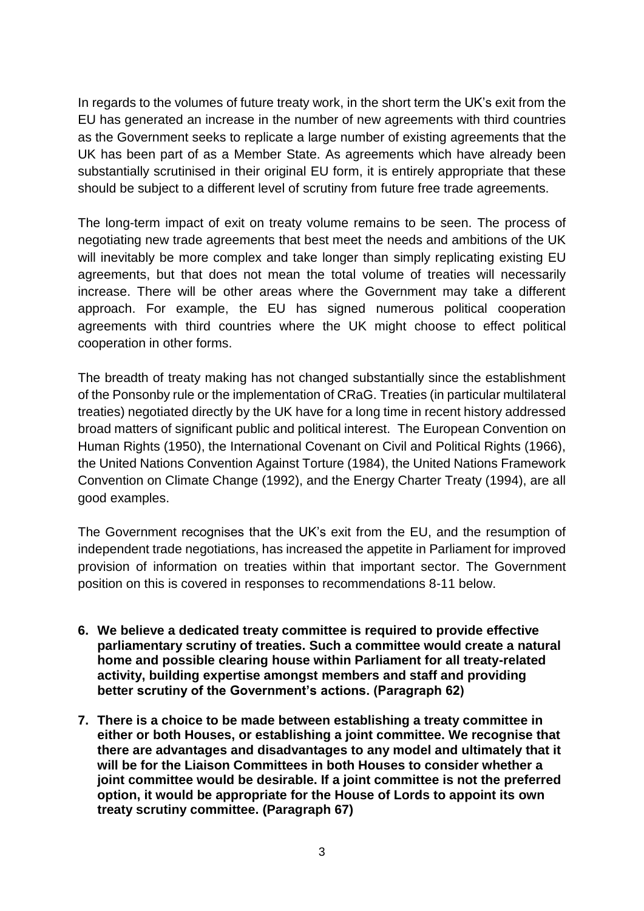In regards to the volumes of future treaty work, in the short term the UK's exit from the EU has generated an increase in the number of new agreements with third countries as the Government seeks to replicate a large number of existing agreements that the UK has been part of as a Member State. As agreements which have already been substantially scrutinised in their original EU form, it is entirely appropriate that these should be subject to a different level of scrutiny from future free trade agreements.

The long-term impact of exit on treaty volume remains to be seen. The process of negotiating new trade agreements that best meet the needs and ambitions of the UK will inevitably be more complex and take longer than simply replicating existing EU agreements, but that does not mean the total volume of treaties will necessarily increase. There will be other areas where the Government may take a different approach. For example, the EU has signed numerous political cooperation agreements with third countries where the UK might choose to effect political cooperation in other forms.

The breadth of treaty making has not changed substantially since the establishment of the Ponsonby rule or the implementation of CRaG. Treaties (in particular multilateral treaties) negotiated directly by the UK have for a long time in recent history addressed broad matters of significant public and political interest. The European Convention on Human Rights (1950), the International Covenant on Civil and Political Rights (1966), the United Nations Convention Against Torture (1984), the United Nations Framework Convention on Climate Change (1992), and the Energy Charter Treaty (1994), are all good examples.

The Government recognises that the UK's exit from the EU, and the resumption of independent trade negotiations, has increased the appetite in Parliament for improved provision of information on treaties within that important sector. The Government position on this is covered in responses to recommendations 8-11 below.

6. **We believe a dedicated treaty committee is required to provide effective parliamentary scrutiny of treaties. Such a committee would create a natural home and possible clearing house within Parliament for all treaty-related activity, building expertise amongst members and staff and providing better scrutiny of the Government's actions. (Paragraph 62)**

7. **There is a choice to be made between establishing a treaty committee in either or both Houses, or establishing a joint committee. We recognise that there are advantages and disadvantages to any model and ultimately that it will be for the Liaison Committees in both Houses to consider whether a joint committee would be desirable. If a joint committee is not the preferred option, it would be appropriate for the House of Lords to appoint its own treaty scrutiny committee. (Paragraph 67)**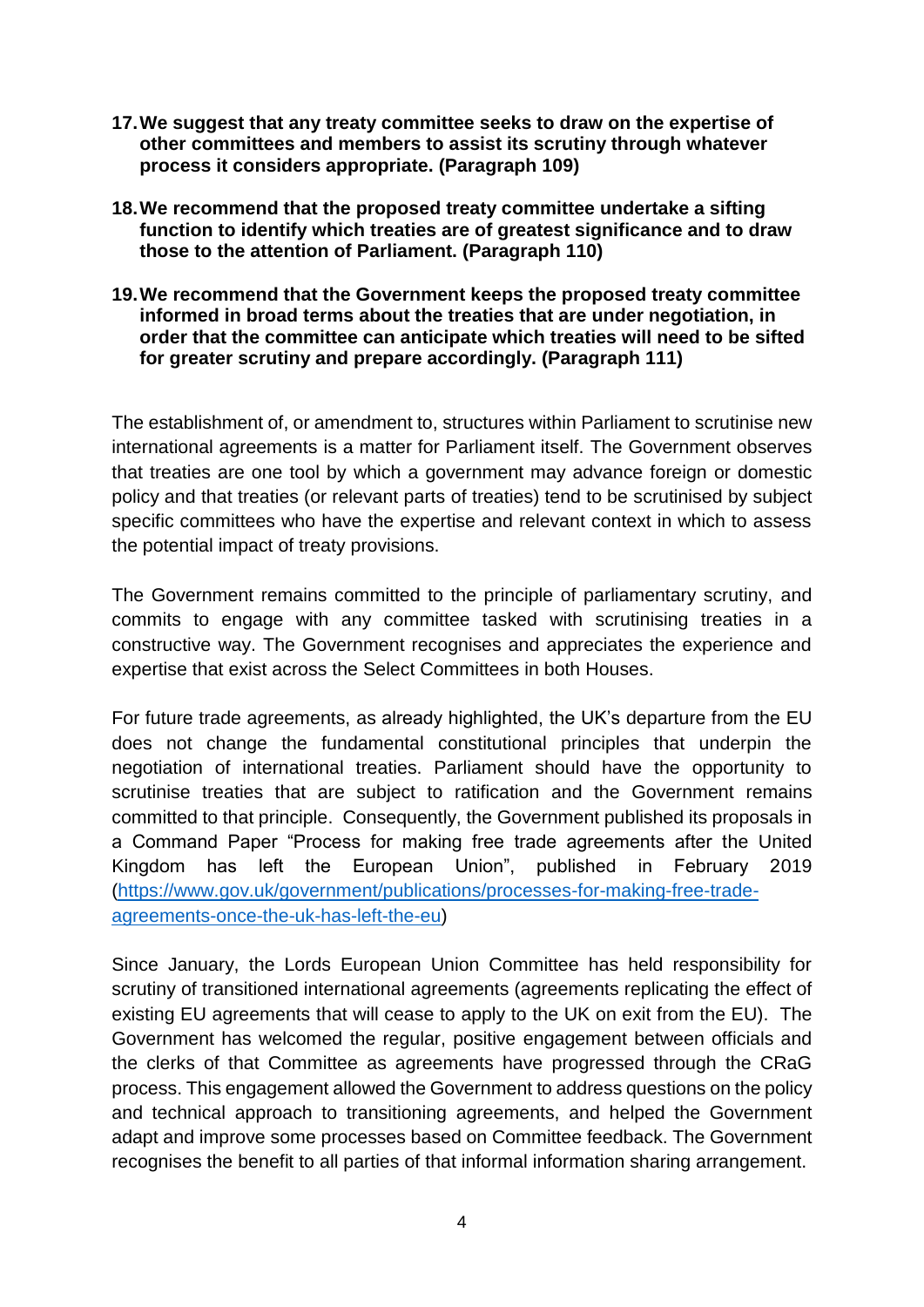17. **We suggest that any treaty committee seeks to draw on the expertise of other committees and members to assist its scrutiny through whatever process it considers appropriate. (Paragraph 109)**

18. **We recommend that the proposed treaty committee undertake a sifting function to identify which treaties are of greatest significance and to draw those to the attention of Parliament. (Paragraph 110)**

19. **We recommend that the Government keeps the proposed treaty committee informed in broad terms about the treaties that are under negotiation, in order that the committee can anticipate which treaties will need to be sifted for greater scrutiny and prepare accordingly. (Paragraph 111)**

The establishment of, or amendment to, structures within Parliament to scrutinise new international agreements is a matter for Parliament itself. The Government observes that treaties are one tool by which a government may advance foreign or domestic policy and that treaties (or relevant parts of treaties) tend to be scrutinised by subject specific committees who have the expertise and relevant context in which to assess the potential impact of treaty provisions.

The Government remains committed to the principle of parliamentary scrutiny, and commits to engage with any committee tasked with scrutinising treaties in a constructive way. The Government recognises and appreciates the experience and expertise that exist across the Select Committees in both Houses.

For future trade agreements, as already highlighted, the UK's departure from the EU does not change the fundamental constitutional principles that underpin the negotiation of international treaties. Parliament should have the opportunity to scrutinise treaties that are subject to ratification and the Government remains committed to that principle. Consequently, the Government published its proposals in a Command Paper "Process for making free trade agreements after the United Kingdom has left the European Union", published in February 2019 ([https://www.gov.uk/government/publications/processes-for-making-free-trade-agreements-once-the-uk-has-left-the-eu](https://www.gov.uk/government/publications/processes-for-making-free-trade-agreements-once-the-uk-has-left-the-eu))

Since January, the Lords European Union Committee has held responsibility for scrutiny of transitioned international agreements (agreements replicating the effect of existing EU agreements that will cease to apply to the UK on exit from the EU). The Government has welcomed the regular, positive engagement between officials and the clerks of that Committee as agreements have progressed through the CRaG process. This engagement allowed the Government to address questions on the policy and technical approach to transitioning agreements, and helped the Government adapt and improve some processes based on Committee feedback. The Government recognises the benefit to all parties of that informal information sharing arrangement.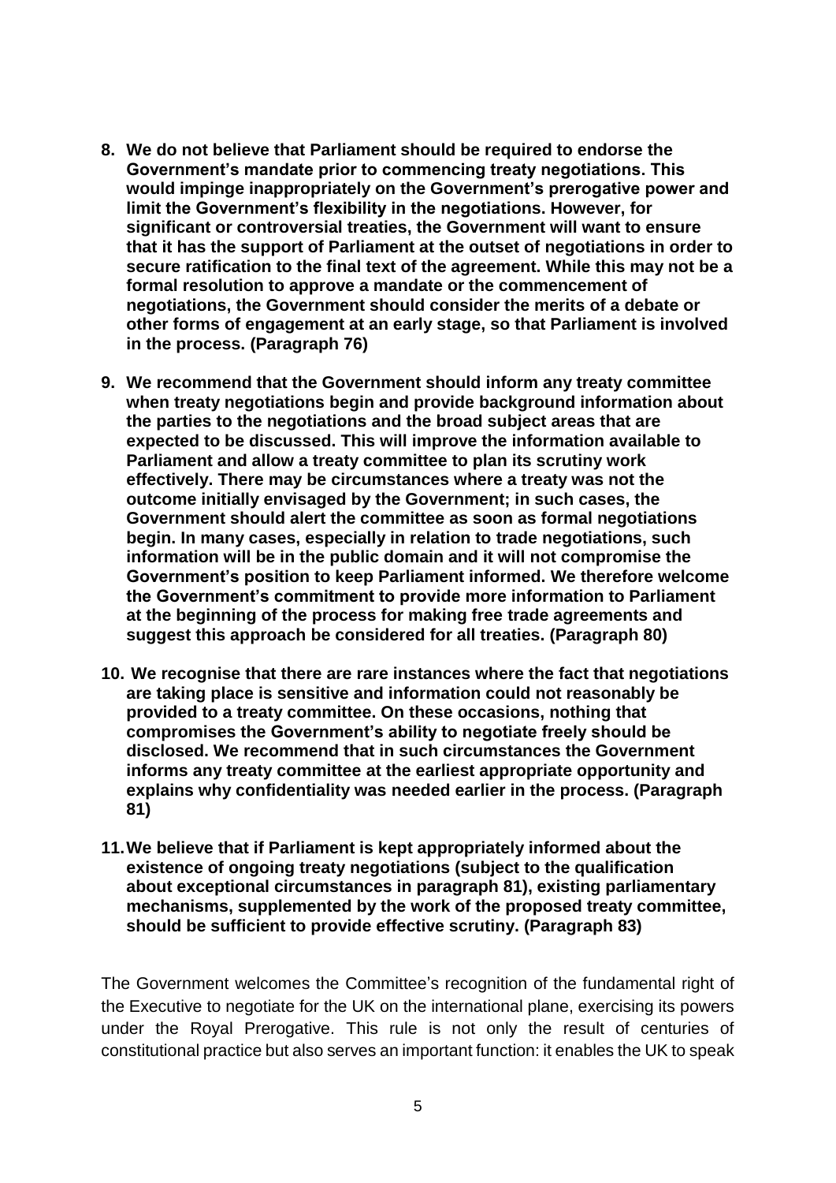8. **We do not believe that Parliament should be required to endorse the Government's mandate prior to commencing treaty negotiations. This would impinge inappropriately on the Government's prerogative power and limit the Government's flexibility in the negotiations. However, for significant or controversial treaties, the Government will want to ensure that it has the support of Parliament at the outset of negotiations in order to secure ratification to the final text of the agreement. While this may not be a formal resolution to approve a mandate or the commencement of negotiations, the Government should consider the merits of a debate or other forms of engagement at an early stage, so that Parliament is involved in the process. (Paragraph 76)**

9. **We recommend that the Government should inform any treaty committee when treaty negotiations begin and provide background information about the parties to the negotiations and the broad subject areas that are expected to be discussed. This will improve the information available to Parliament and allow a treaty committee to plan its scrutiny work effectively. There may be circumstances where a treaty was not the outcome initially envisaged by the Government; in such cases, the Government should alert the committee as soon as formal negotiations begin. In many cases, especially in relation to trade negotiations, such information will be in the public domain and it will not compromise the Government's position to keep Parliament informed. We therefore welcome the Government's commitment to provide more information to Parliament at the beginning of the process for making free trade agreements and suggest this approach be considered for all treaties. (Paragraph 80)**

10. **We recognise that there are rare instances where the fact that negotiations are taking place is sensitive and information could not reasonably be provided to a treaty committee. On these occasions, nothing that compromises the Government's ability to negotiate freely should be disclosed. We recommend that in such circumstances the Government informs any treaty committee at the earliest appropriate opportunity and explains why confidentiality was needed earlier in the process. (Paragraph 81)**

11. **We believe that if Parliament is kept appropriately informed about the existence of ongoing treaty negotiations (subject to the qualification about exceptional circumstances in paragraph 81), existing parliamentary mechanisms, supplemented by the work of the proposed treaty committee, should be sufficient to provide effective scrutiny. (Paragraph 83)**

The Government welcomes the Committee's recognition of the fundamental right of the Executive to negotiate for the UK on the international plane, exercising its powers under the Royal Prerogative. This rule is not only the result of centuries of constitutional practice but also serves an important function: it enables the UK to speak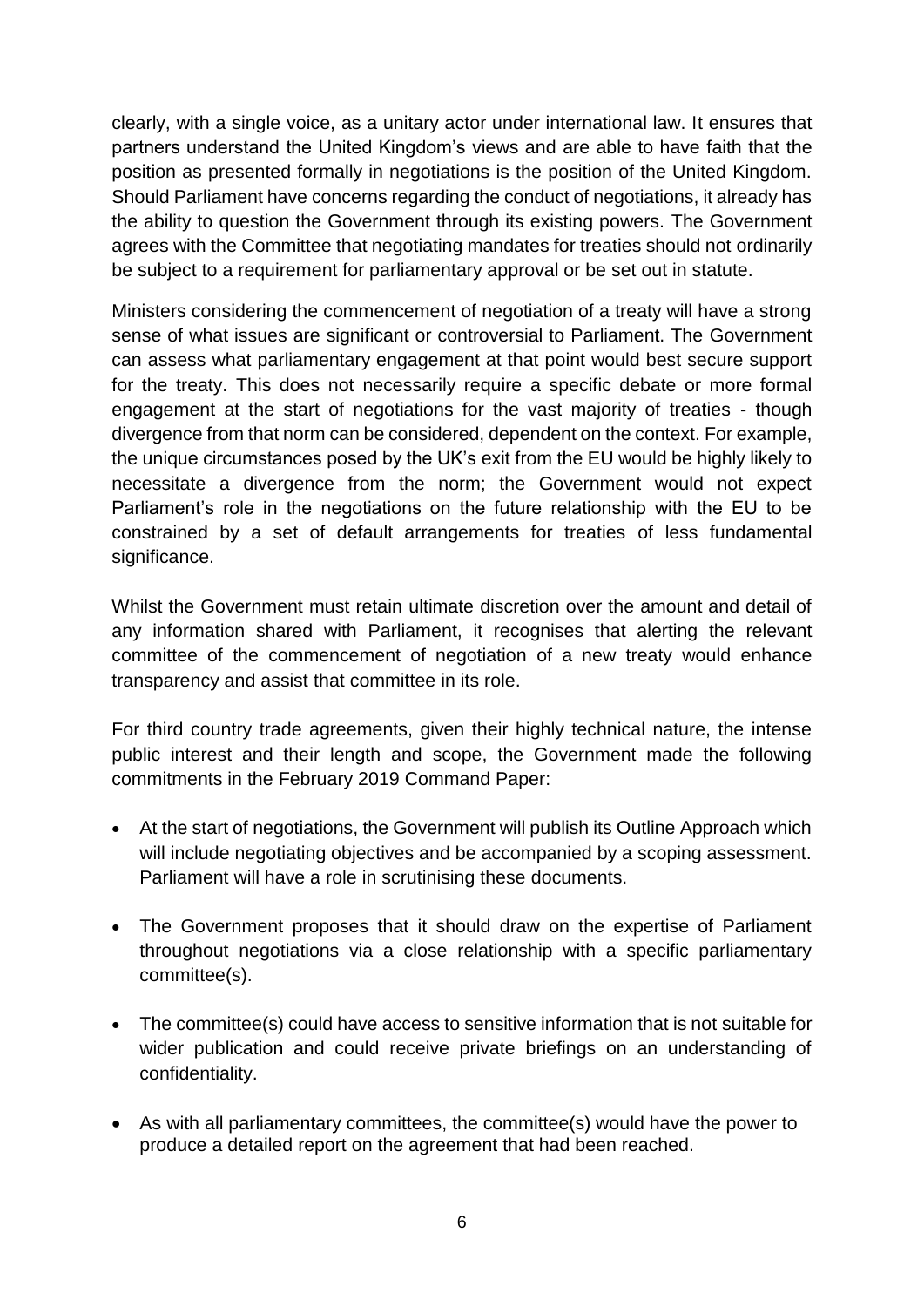clearly, with a single voice, as a unitary actor under international law. It ensures that partners understand the United Kingdom's views and are able to have faith that the position as presented formally in negotiations is the position of the United Kingdom. Should Parliament have concerns regarding the conduct of negotiations, it already has the ability to question the Government through its existing powers. The Government agrees with the Committee that negotiating mandates for treaties should not ordinarily be subject to a requirement for parliamentary approval or be set out in statute.

Ministers considering the commencement of negotiation of a treaty will have a strong sense of what issues are significant or controversial to Parliament. The Government can assess what parliamentary engagement at that point would best secure support for the treaty. This does not necessarily require a specific debate or more formal engagement at the start of negotiations for the vast majority of treaties - though divergence from that norm can be considered, dependent on the context. For example, the unique circumstances posed by the UK's exit from the EU would be highly likely to necessitate a divergence from the norm; the Government would not expect Parliament's role in the negotiations on the future relationship with the EU to be constrained by a set of default arrangements for treaties of less fundamental significance.

Whilst the Government must retain ultimate discretion over the amount and detail of any information shared with Parliament, it recognises that alerting the relevant committee of the commencement of negotiation of a new treaty would enhance transparency and assist that committee in its role.

For third country trade agreements, given their highly technical nature, the intense public interest and their length and scope, the Government made the following commitments in the February 2019 Command Paper:

- At the start of negotiations, the Government will publish its Outline Approach which will include negotiating objectives and be accompanied by a scoping assessment. Parliament will have a role in scrutinising these documents.
- The Government proposes that it should draw on the expertise of Parliament throughout negotiations via a close relationship with a specific parliamentary committee(s).
- The committee(s) could have access to sensitive information that is not suitable for wider publication and could receive private briefings on an understanding of confidentiality.
- As with all parliamentary committees, the committee(s) would have the power to produce a detailed report on the agreement that had been reached.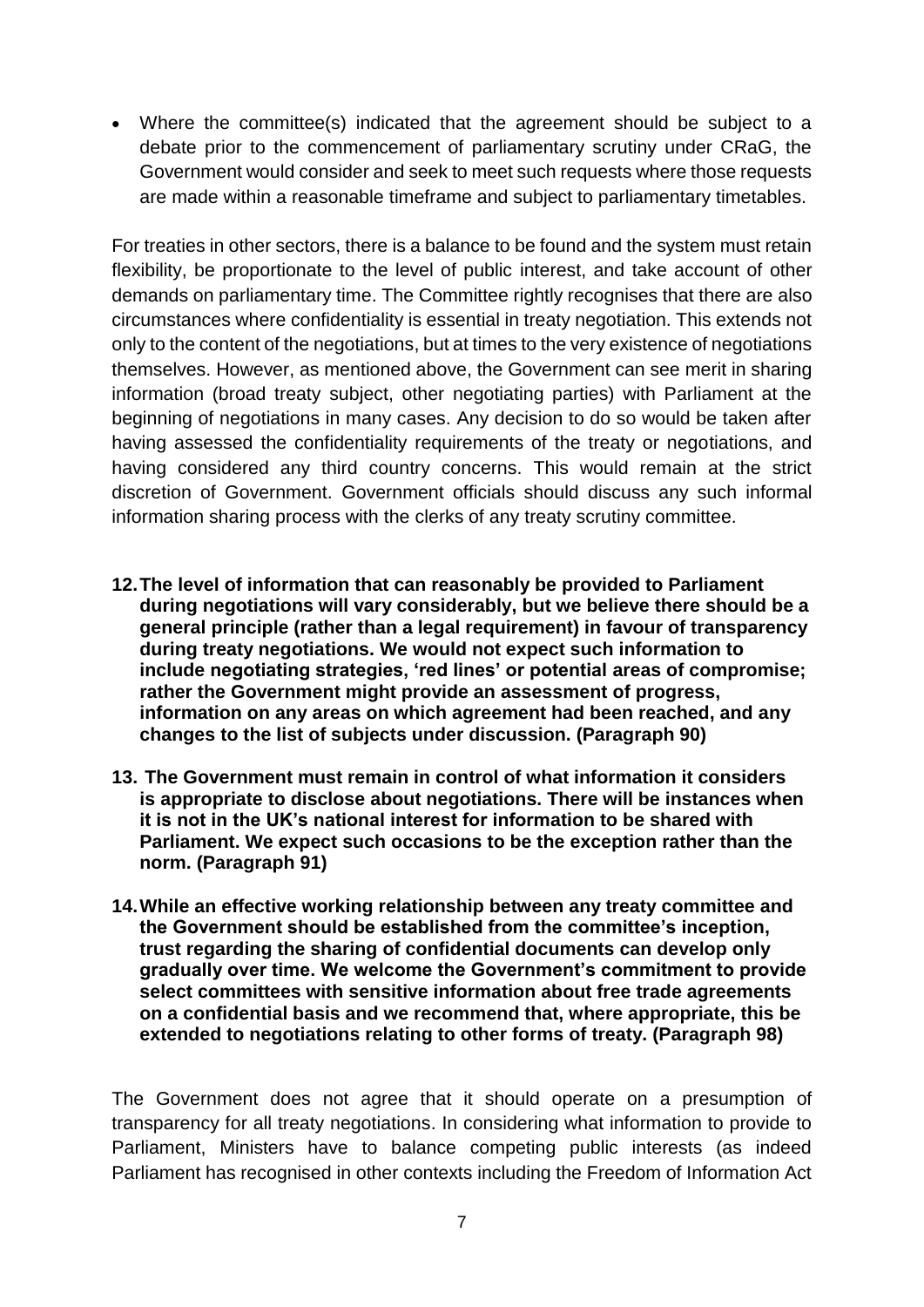- Where the committee(s) indicated that the agreement should be subject to a debate prior to the commencement of parliamentary scrutiny under CRaG, the Government would consider and seek to meet such requests where those requests are made within a reasonable timeframe and subject to parliamentary timetables.

For treaties in other sectors, there is a balance to be found and the system must retain flexibility, be proportionate to the level of public interest, and take account of other demands on parliamentary time. The Committee rightly recognises that there are also circumstances where confidentiality is essential in treaty negotiation. This extends not only to the content of the negotiations, but at times to the very existence of negotiations themselves. However, as mentioned above, the Government can see merit in sharing information (broad treaty subject, other negotiating parties) with Parliament at the beginning of negotiations in many cases. Any decision to do so would be taken after having assessed the confidentiality requirements of the treaty or negotiations, and having considered any third country concerns. This would remain at the strict discretion of Government. Government officials should discuss any such informal information sharing process with the clerks of any treaty scrutiny committee.

12. **The level of information that can reasonably be provided to Parliament during negotiations will vary considerably, but we believe there should be a general principle (rather than a legal requirement) in favour of transparency during treaty negotiations. We would not expect such information to include negotiating strategies, 'red lines' or potential areas of compromise; rather the Government might provide an assessment of progress, information on any areas on which agreement had been reached, and any changes to the list of subjects under discussion. (Paragraph 90)**

13. **The Government must remain in control of what information it considers is appropriate to disclose about negotiations. There will be instances when it is not in the UK's national interest for information to be shared with Parliament. We expect such occasions to be the exception rather than the norm. (Paragraph 91)**

14. **While an effective working relationship between any treaty committee and the Government should be established from the committee's inception, trust regarding the sharing of confidential documents can develop only gradually over time. We welcome the Government's commitment to provide select committees with sensitive information about free trade agreements on a confidential basis and we recommend that, where appropriate, this be extended to negotiations relating to other forms of treaty. (Paragraph 98)**

The Government does not agree that it should operate on a presumption of transparency for all treaty negotiations. In considering what information to provide to Parliament, Ministers have to balance competing public interests (as indeed Parliament has recognised in other contexts including the Freedom of Information Act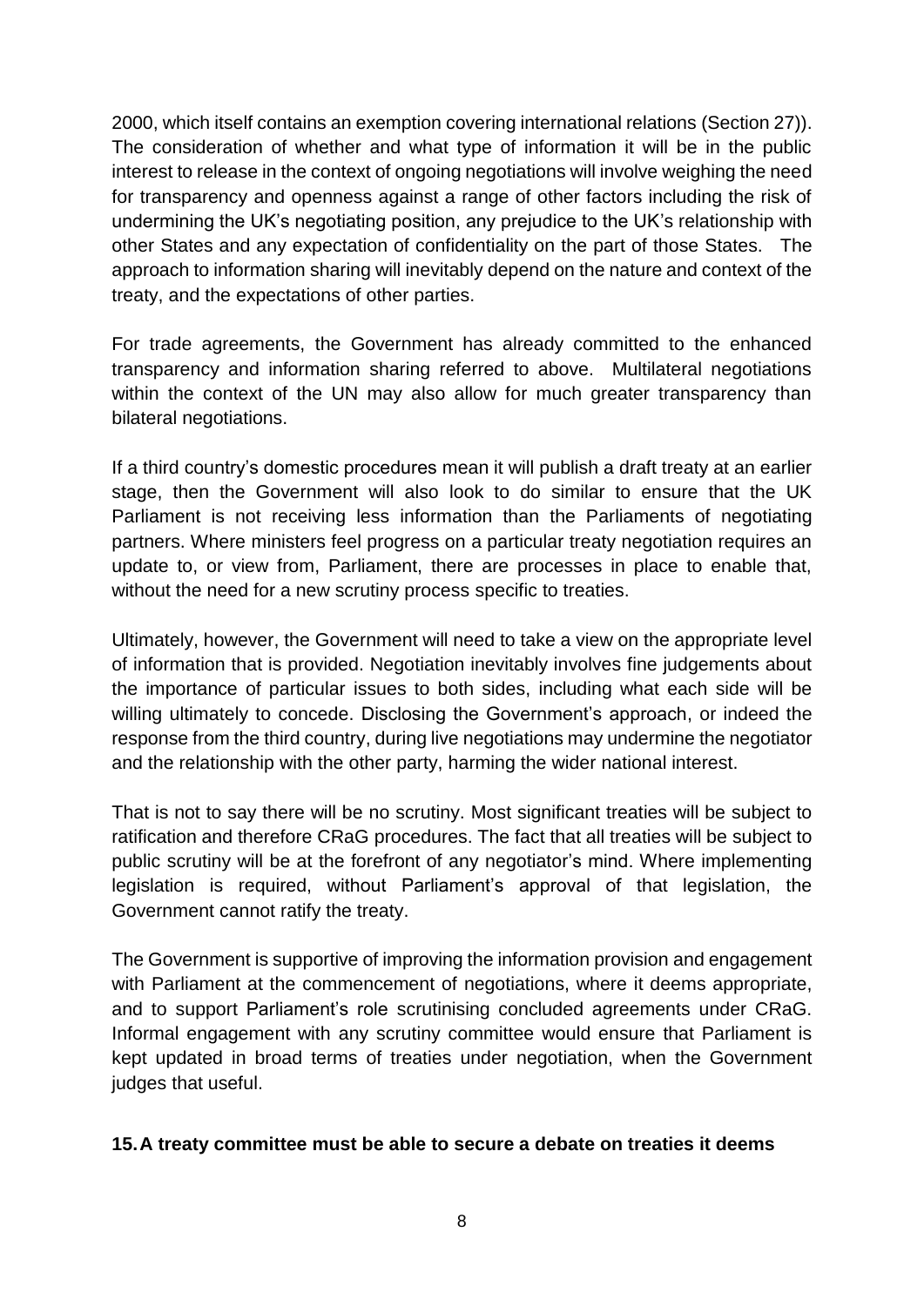2000, which itself contains an exemption covering international relations (Section 27)). The consideration of whether and what type of information it will be in the public interest to release in the context of ongoing negotiations will involve weighing the need for transparency and openness against a range of other factors including the risk of undermining the UK's negotiating position, any prejudice to the UK's relationship with other States and any expectation of confidentiality on the part of those States. The approach to information sharing will inevitably depend on the nature and context of the treaty, and the expectations of other parties.

For trade agreements, the Government has already committed to the enhanced transparency and information sharing referred to above. Multilateral negotiations within the context of the UN may also allow for much greater transparency than bilateral negotiations.

If a third country's domestic procedures mean it will publish a draft treaty at an earlier stage, then the Government will also look to do similar to ensure that the UK Parliament is not receiving less information than the Parliaments of negotiating partners. Where ministers feel progress on a particular treaty negotiation requires an update to, or view from, Parliament, there are processes in place to enable that, without the need for a new scrutiny process specific to treaties.

Ultimately, however, the Government will need to take a view on the appropriate level of information that is provided. Negotiation inevitably involves fine judgements about the importance of particular issues to both sides, including what each side will be willing ultimately to concede. Disclosing the Government's approach, or indeed the response from the third country, during live negotiations may undermine the negotiator and the relationship with the other party, harming the wider national interest.

That is not to say there will be no scrutiny. Most significant treaties will be subject to ratification and therefore CRaG procedures. The fact that all treaties will be subject to public scrutiny will be at the forefront of any negotiator's mind. Where implementing legislation is required, without Parliament's approval of that legislation, the Government cannot ratify the treaty.

The Government is supportive of improving the information provision and engagement with Parliament at the commencement of negotiations, where it deems appropriate, and to support Parliament's role scrutinising concluded agreements under CRaG. Informal engagement with any scrutiny committee would ensure that Parliament is kept updated in broad terms of treaties under negotiation, when the Government judges that useful.

**15. A treaty committee must be able to secure a debate on treaties it deems**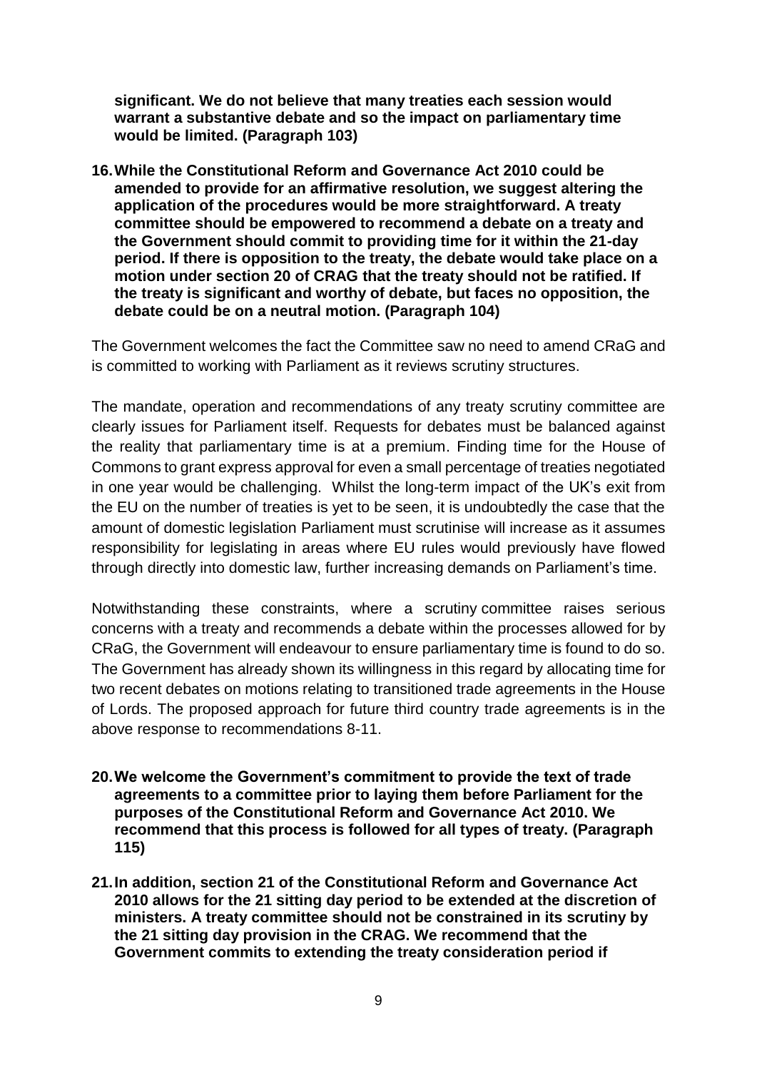**significant. We do not believe that many treaties each session would warrant a substantive debate and so the impact on parliamentary time would be limited. (Paragraph 103)**

**16. While the Constitutional Reform and Governance Act 2010 could be amended to provide for an affirmative resolution, we suggest altering the application of the procedures would be more straightforward. A treaty committee should be empowered to recommend a debate on a treaty and the Government should commit to providing time for it within the 21-day period. If there is opposition to the treaty, the debate would take place on a motion under section 20 of CRAG that the treaty should not be ratified. If the treaty is significant and worthy of debate, but faces no opposition, the debate could be on a neutral motion. (Paragraph 104)**

The Government welcomes the fact the Committee saw no need to amend CRaG and is committed to working with Parliament as it reviews scrutiny structures.

The mandate, operation and recommendations of any treaty scrutiny committee are clearly issues for Parliament itself. Requests for debates must be balanced against the reality that parliamentary time is at a premium. Finding time for the House of Commons to grant express approval for even a small percentage of treaties negotiated in one year would be challenging. Whilst the long-term impact of the UK's exit from the EU on the number of treaties is yet to be seen, it is undoubtedly the case that the amount of domestic legislation Parliament must scrutinise will increase as it assumes responsibility for legislating in areas where EU rules would previously have flowed through directly into domestic law, further increasing demands on Parliament's time.

Notwithstanding these constraints, where a scrutiny committee raises serious concerns with a treaty and recommends a debate within the processes allowed for by CRaG, the Government will endeavour to ensure parliamentary time is found to do so. The Government has already shown its willingness in this regard by allocating time for two recent debates on motions relating to transitioned trade agreements in the House of Lords. The proposed approach for future third country trade agreements is in the above response to recommendations 8-11.

**20. We welcome the Government's commitment to provide the text of trade agreements to a committee prior to laying them before Parliament for the purposes of the Constitutional Reform and Governance Act 2010. We recommend that this process is followed for all types of treaty. (Paragraph 115)**

**21. In addition, section 21 of the Constitutional Reform and Governance Act 2010 allows for the 21 sitting day period to be extended at the discretion of ministers. A treaty committee should not be constrained in its scrutiny by the 21 sitting day provision in the CRAG. We recommend that the Government commits to extending the treaty consideration period if**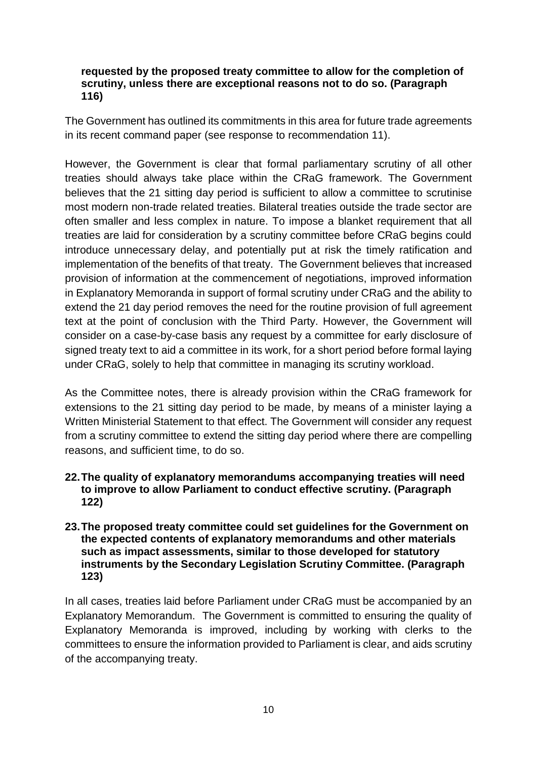**requested by the proposed treaty committee to allow for the completion of scrutiny, unless there are exceptional reasons not to do so. (Paragraph 116)**

The Government has outlined its commitments in this area for future trade agreements in its recent command paper (see response to recommendation 11).

However, the Government is clear that formal parliamentary scrutiny of all other treaties should always take place within the CRaG framework. The Government believes that the 21 sitting day period is sufficient to allow a committee to scrutinise most modern non-trade related treaties. Bilateral treaties outside the trade sector are often smaller and less complex in nature. To impose a blanket requirement that all treaties are laid for consideration by a scrutiny committee before CRaG begins could introduce unnecessary delay, and potentially put at risk the timely ratification and implementation of the benefits of that treaty. The Government believes that increased provision of information at the commencement of negotiations, improved information in Explanatory Memoranda in support of formal scrutiny under CRaG and the ability to extend the 21 day period removes the need for the routine provision of full agreement text at the point of conclusion with the Third Party. However, the Government will consider on a case-by-case basis any request by a committee for early disclosure of signed treaty text to aid a committee in its work, for a short period before formal laying under CRaG, solely to help that committee in managing its scrutiny workload.

As the Committee notes, there is already provision within the CRaG framework for extensions to the 21 sitting day period to be made, by means of a minister laying a Written Ministerial Statement to that effect. The Government will consider any request from a scrutiny committee to extend the sitting day period where there are compelling reasons, and sufficient time, to do so.

22. **The quality of explanatory memorandums accompanying treaties will need to improve to allow Parliament to conduct effective scrutiny. (Paragraph 122)**

23. **The proposed treaty committee could set guidelines for the Government on the expected contents of explanatory memorandums and other materials such as impact assessments, similar to those developed for statutory instruments by the Secondary Legislation Scrutiny Committee. (Paragraph 123)**

In all cases, treaties laid before Parliament under CRaG must be accompanied by an Explanatory Memorandum. The Government is committed to ensuring the quality of Explanatory Memoranda is improved, including by working with clerks to the committees to ensure the information provided to Parliament is clear, and aids scrutiny of the accompanying treaty.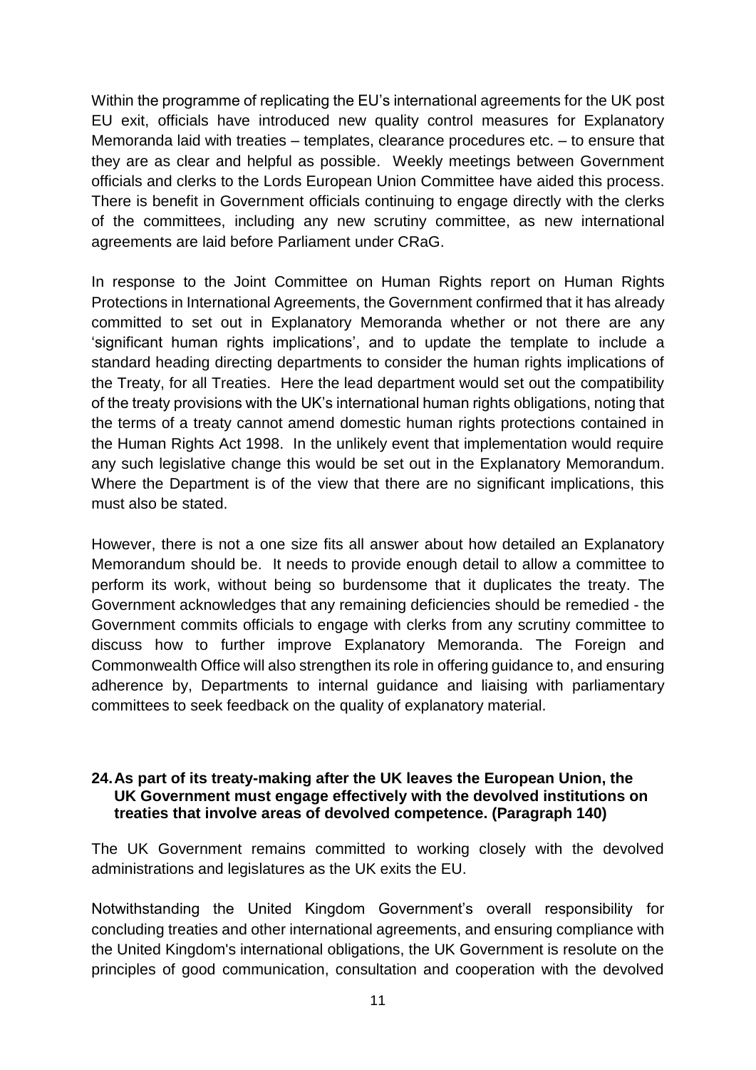Within the programme of replicating the EU's international agreements for the UK post EU exit, officials have introduced new quality control measures for Explanatory Memoranda laid with treaties – templates, clearance procedures etc. – to ensure that they are as clear and helpful as possible. Weekly meetings between Government officials and clerks to the Lords European Union Committee have aided this process. There is benefit in Government officials continuing to engage directly with the clerks of the committees, including any new scrutiny committee, as new international agreements are laid before Parliament under CRaG.

In response to the Joint Committee on Human Rights report on Human Rights Protections in International Agreements, the Government confirmed that it has already committed to set out in Explanatory Memoranda whether or not there are any 'significant human rights implications', and to update the template to include a standard heading directing departments to consider the human rights implications of the Treaty, for all Treaties. Here the lead department would set out the compatibility of the treaty provisions with the UK's international human rights obligations, noting that the terms of a treaty cannot amend domestic human rights protections contained in the Human Rights Act 1998. In the unlikely event that implementation would require any such legislative change this would be set out in the Explanatory Memorandum. Where the Department is of the view that there are no significant implications, this must also be stated.

However, there is not a one size fits all answer about how detailed an Explanatory Memorandum should be. It needs to provide enough detail to allow a committee to perform its work, without being so burdensome that it duplicates the treaty. The Government acknowledges that any remaining deficiencies should be remedied - the Government commits officials to engage with clerks from any scrutiny committee to discuss how to further improve Explanatory Memoranda. The Foreign and Commonwealth Office will also strengthen its role in offering guidance to, and ensuring adherence by, Departments to internal guidance and liaising with parliamentary committees to seek feedback on the quality of explanatory material.

**24. As part of its treaty-making after the UK leaves the European Union, the UK Government must engage effectively with the devolved institutions on treaties that involve areas of devolved competence. (Paragraph 140)**

The UK Government remains committed to working closely with the devolved administrations and legislatures as the UK exits the EU.

Notwithstanding the United Kingdom Government's overall responsibility for concluding treaties and other international agreements, and ensuring compliance with the United Kingdom's international obligations, the UK Government is resolute on the principles of good communication, consultation and cooperation with the devolved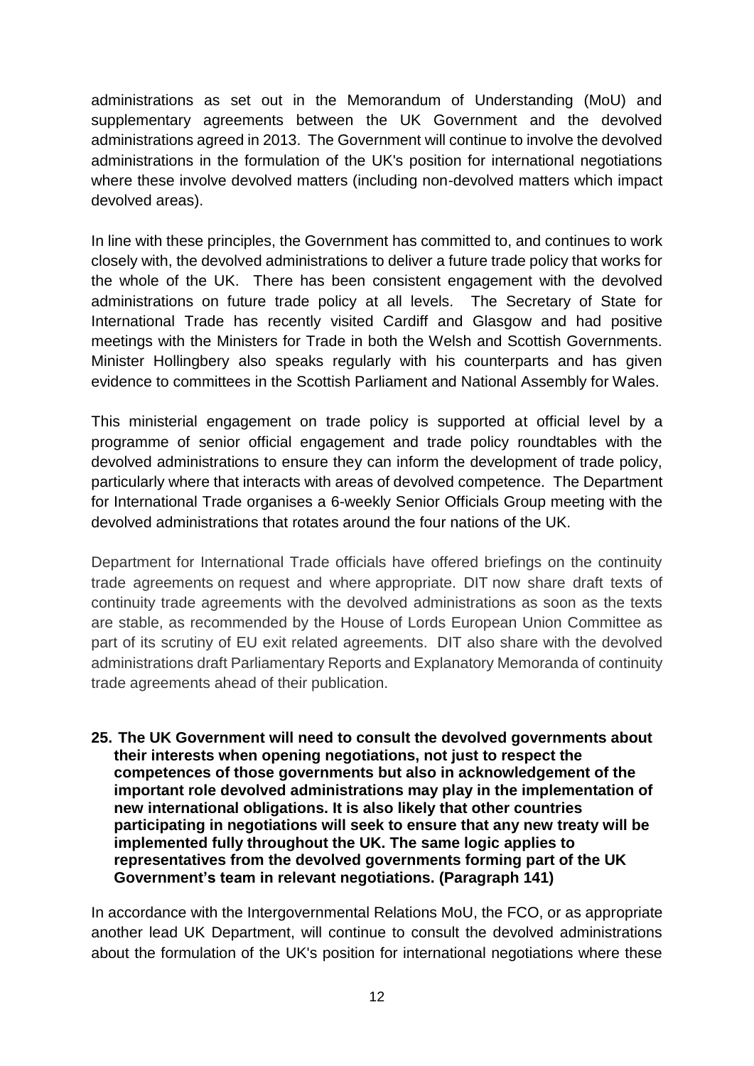administrations as set out in the Memorandum of Understanding (MoU) and supplementary agreements between the UK Government and the devolved administrations agreed in 2013. The Government will continue to involve the devolved administrations in the formulation of the UK's position for international negotiations where these involve devolved matters (including non-devolved matters which impact devolved areas).

In line with these principles, the Government has committed to, and continues to work closely with, the devolved administrations to deliver a future trade policy that works for the whole of the UK. There has been consistent engagement with the devolved administrations on future trade policy at all levels. The Secretary of State for International Trade has recently visited Cardiff and Glasgow and had positive meetings with the Ministers for Trade in both the Welsh and Scottish Governments. Minister Hollingbery also speaks regularly with his counterparts and has given evidence to committees in the Scottish Parliament and National Assembly for Wales.

This ministerial engagement on trade policy is supported at official level by a programme of senior official engagement and trade policy roundtables with the devolved administrations to ensure they can inform the development of trade policy, particularly where that interacts with areas of devolved competence. The Department for International Trade organises a 6-weekly Senior Officials Group meeting with the devolved administrations that rotates around the four nations of the UK.

Department for International Trade officials have offered briefings on the continuity trade agreements on request and where appropriate. DIT now share draft texts of continuity trade agreements with the devolved administrations as soon as the texts are stable, as recommended by the House of Lords European Union Committee as part of its scrutiny of EU exit related agreements. DIT also share with the devolved administrations draft Parliamentary Reports and Explanatory Memoranda of continuity trade agreements ahead of their publication.

**25. The UK Government will need to consult the devolved governments about their interests when opening negotiations, not just to respect the competences of those governments but also in acknowledgement of the important role devolved administrations may play in the implementation of new international obligations. It is also likely that other countries participating in negotiations will seek to ensure that any new treaty will be implemented fully throughout the UK. The same logic applies to representatives from the devolved governments forming part of the UK Government's team in relevant negotiations. (Paragraph 141)**

In accordance with the Intergovernmental Relations MoU, the FCO, or as appropriate another lead UK Department, will continue to consult the devolved administrations about the formulation of the UK's position for international negotiations where these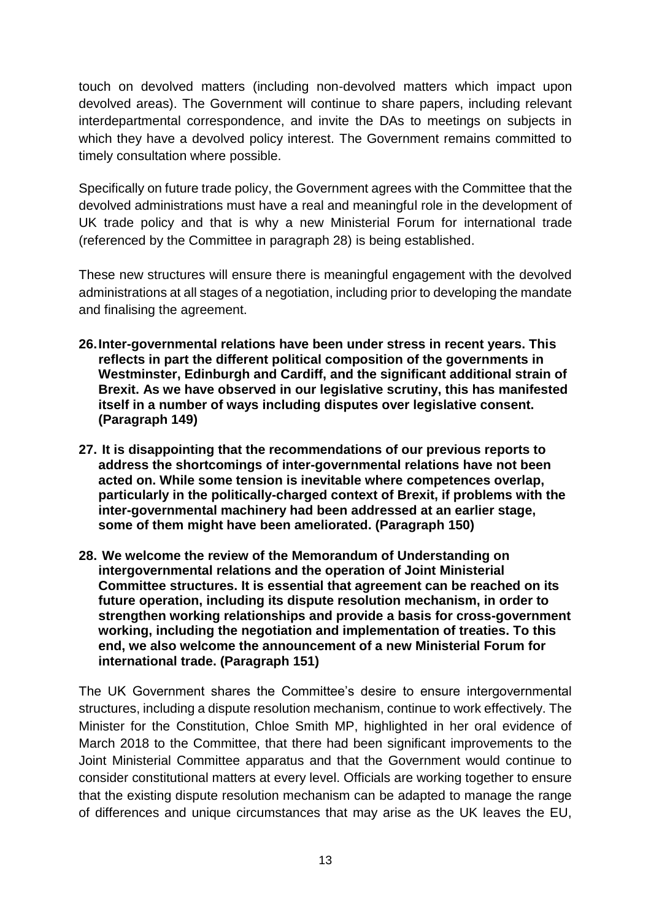touch on devolved matters (including non-devolved matters which impact upon devolved areas). The Government will continue to share papers, including relevant interdepartmental correspondence, and invite the DAs to meetings on subjects in which they have a devolved policy interest. The Government remains committed to timely consultation where possible.

Specifically on future trade policy, the Government agrees with the Committee that the devolved administrations must have a real and meaningful role in the development of UK trade policy and that is why a new Ministerial Forum for international trade (referenced by the Committee in paragraph 28) is being established.

These new structures will ensure there is meaningful engagement with the devolved administrations at all stages of a negotiation, including prior to developing the mandate and finalising the agreement.

**26. Inter-governmental relations have been under stress in recent years. This reflects in part the different political composition of the governments in Westminster, Edinburgh and Cardiff, and the significant additional strain of Brexit. As we have observed in our legislative scrutiny, this has manifested itself in a number of ways including disputes over legislative consent. (Paragraph 149)**

**27. It is disappointing that the recommendations of our previous reports to address the shortcomings of inter-governmental relations have not been acted on. While some tension is inevitable where competences overlap, particularly in the politically-charged context of Brexit, if problems with the inter-governmental machinery had been addressed at an earlier stage, some of them might have been ameliorated. (Paragraph 150)**

**28. We welcome the review of the Memorandum of Understanding on intergovernmental relations and the operation of Joint Ministerial Committee structures. It is essential that agreement can be reached on its future operation, including its dispute resolution mechanism, in order to strengthen working relationships and provide a basis for cross-government working, including the negotiation and implementation of treaties. To this end, we also welcome the announcement of a new Ministerial Forum for international trade. (Paragraph 151)**

The UK Government shares the Committee's desire to ensure intergovernmental structures, including a dispute resolution mechanism, continue to work effectively. The Minister for the Constitution, Chloe Smith MP, highlighted in her oral evidence of March 2018 to the Committee, that there had been significant improvements to the Joint Ministerial Committee apparatus and that the Government would continue to consider constitutional matters at every level. Officials are working together to ensure that the existing dispute resolution mechanism can be adapted to manage the range of differences and unique circumstances that may arise as the UK leaves the EU,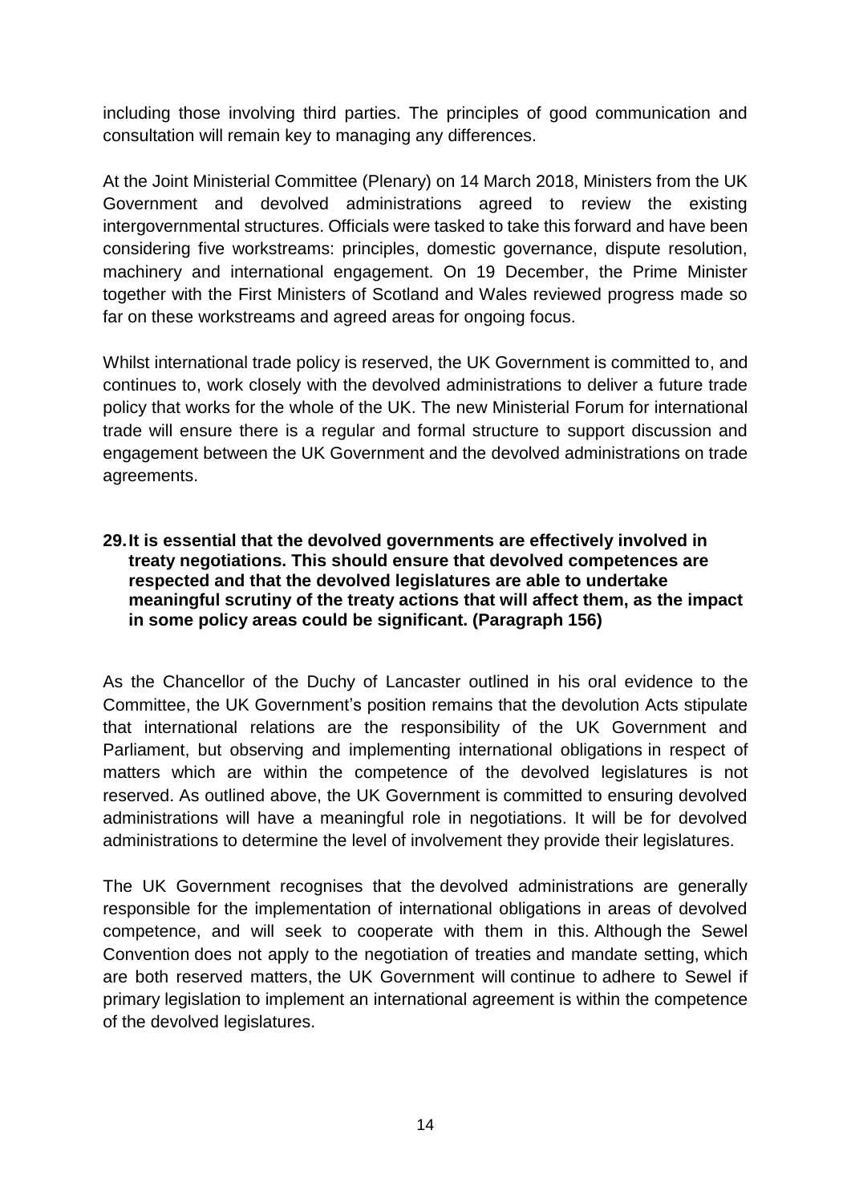including those involving third parties. The principles of good communication and consultation will remain key to managing any differences.

At the Joint Ministerial Committee (Plenary) on 14 March 2018, Ministers from the UK Government and devolved administrations agreed to review the existing intergovernmental structures. Officials were tasked to take this forward and have been considering five workstreams: principles, domestic governance, dispute resolution, machinery and international engagement. On 19 December, the Prime Minister together with the First Ministers of Scotland and Wales reviewed progress made so far on these workstreams and agreed areas for ongoing focus.

Whilst international trade policy is reserved, the UK Government is committed to, and continues to, work closely with the devolved administrations to deliver a future trade policy that works for the whole of the UK. The new Ministerial Forum for international trade will ensure there is a regular and formal structure to support discussion and engagement between the UK Government and the devolved administrations on trade agreements.

**29. It is essential that the devolved governments are effectively involved in treaty negotiations. This should ensure that devolved competences are respected and that the devolved legislatures are able to undertake meaningful scrutiny of the treaty actions that will affect them, as the impact in some policy areas could be significant. (Paragraph 156)**

As the Chancellor of the Duchy of Lancaster outlined in his oral evidence to the Committee, the UK Government's position remains that the devolution Acts stipulate that international relations are the responsibility of the UK Government and Parliament, but observing and implementing international obligations in respect of matters which are within the competence of the devolved legislatures is not reserved. As outlined above, the UK Government is committed to ensuring devolved administrations will have a meaningful role in negotiations. It will be for devolved administrations to determine the level of involvement they provide their legislatures.

The UK Government recognises that the devolved administrations are generally responsible for the implementation of international obligations in areas of devolved competence, and will seek to cooperate with them in this. Although the Sewel Convention does not apply to the negotiation of treaties and mandate setting, which are both reserved matters, the UK Government will continue to adhere to Sewel if primary legislation to implement an international agreement is within the competence of the devolved legislatures.